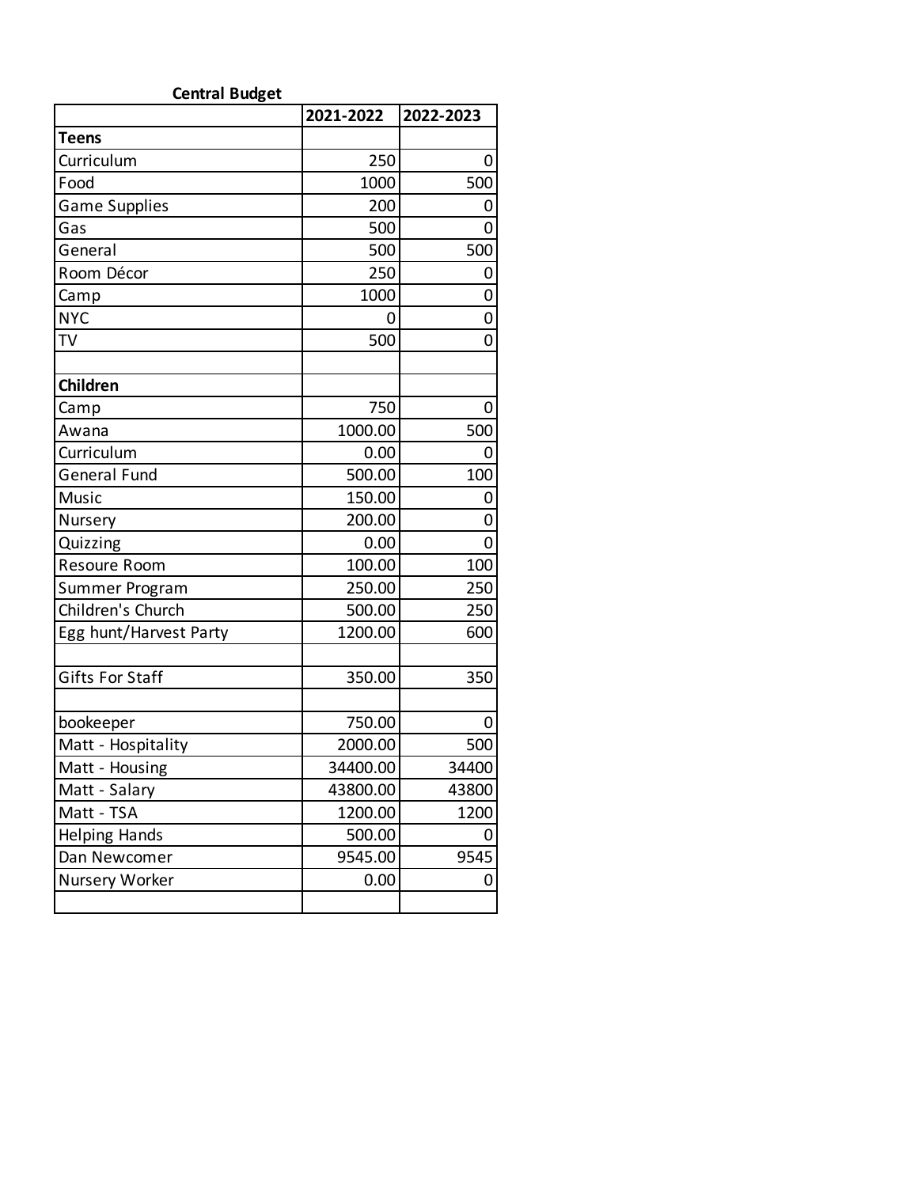**Central Budget**

| | 2021-2022 | 2022-2023 |
|---|---|---|
| **Teens** | | |
| Curriculum | 250 | 0 |
| Food | 1000 | 500 |
| Game Supplies | 200 | 0 |
| Gas | 500 | 0 |
| General | 500 | 500 |
| Room Décor | 250 | 0 |
| Camp | 1000 | 0 |
| NYC | 0 | 0 |
| TV | 500 | 0 |
| | | |
| **Children** | | |
| Camp | 750 | 0 |
| Awana | 1000.00 | 500 |
| Curriculum | 0.00 | 0 |
| General Fund | 500.00 | 100 |
| Music | 150.00 | 0 |
| Nursery | 200.00 | 0 |
| Quizzing | 0.00 | 0 |
| Resoure Room | 100.00 | 100 |
| Summer Program | 250.00 | 250 |
| Children's Church | 500.00 | 250 |
| Egg hunt/Harvest Party | 1200.00 | 600 |
| | | |
| Gifts For Staff | 350.00 | 350 |
| | | |
| bookeeper | 750.00 | 0 |
| Matt - Hospitality | 2000.00 | 500 |
| Matt - Housing | 34400.00 | 34400 |
| Matt - Salary | 43800.00 | 43800 |
| Matt - TSA | 1200.00 | 1200 |
| Helping Hands | 500.00 | 0 |
| Dan Newcomer | 9545.00 | 9545 |
| Nursery Worker | 0.00 | 0 |
| | | |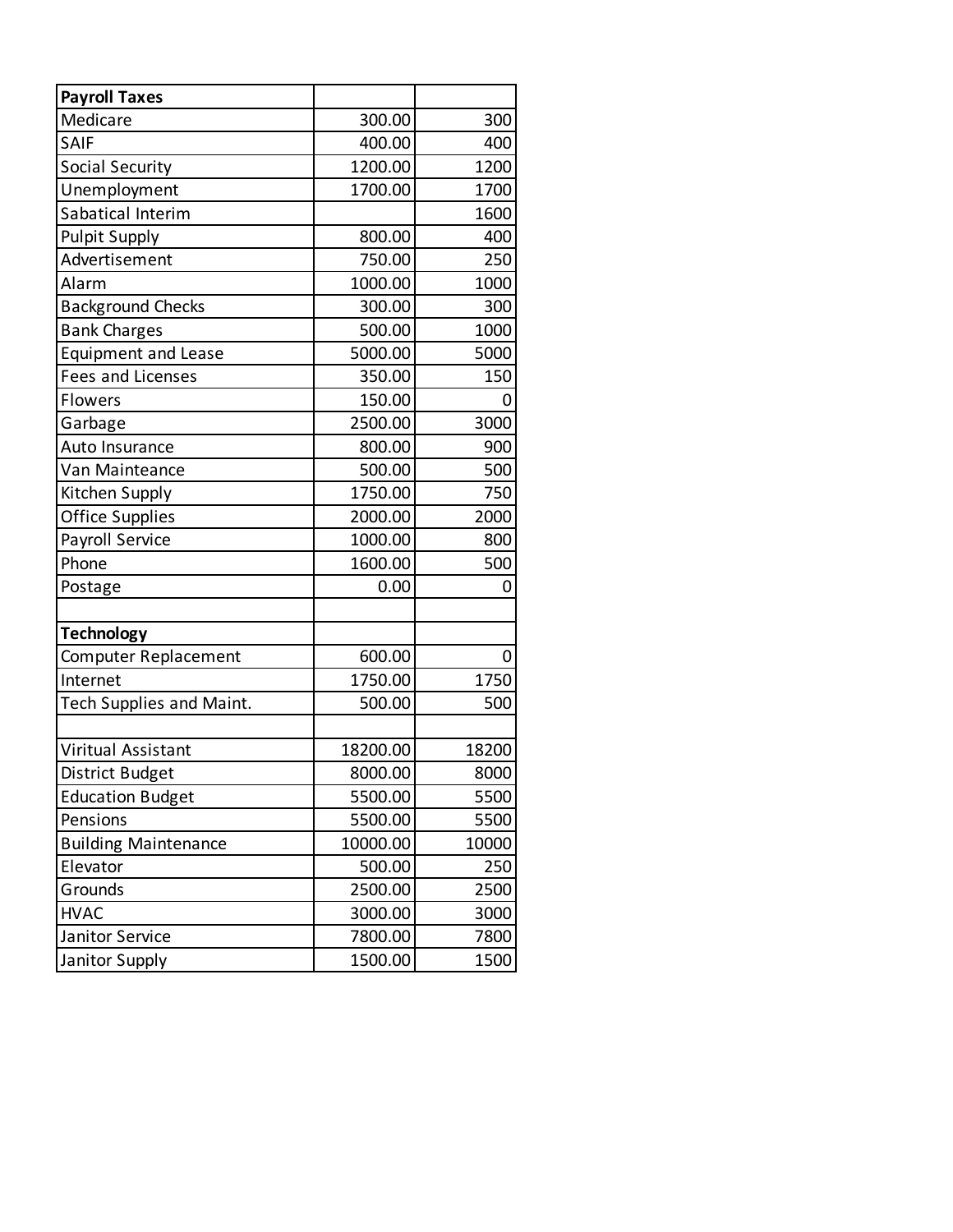| **Payroll Taxes** | | |
|---|---|---|
| Medicare | 300.00 | 300 |
| SAIF | 400.00 | 400 |
| Social Security | 1200.00 | 1200 |
| Unemployment | 1700.00 | 1700 |
| Sabatical Interim | | 1600 |
| Pulpit Supply | 800.00 | 400 |
| Advertisement | 750.00 | 250 |
| Alarm | 1000.00 | 1000 |
| Background Checks | 300.00 | 300 |
| Bank Charges | 500.00 | 1000 |
| Equipment and Lease | 5000.00 | 5000 |
| Fees and Licenses | 350.00 | 150 |
| Flowers | 150.00 | 0 |
| Garbage | 2500.00 | 3000 |
| Auto Insurance | 800.00 | 900 |
| Van Mainteance | 500.00 | 500 |
| Kitchen Supply | 1750.00 | 750 |
| Office Supplies | 2000.00 | 2000 |
| Payroll Service | 1000.00 | 800 |
| Phone | 1600.00 | 500 |
| Postage | 0.00 | 0 |
| | | |
| **Technology** | | |
| Computer Replacement | 600.00 | 0 |
| Internet | 1750.00 | 1750 |
| Tech Supplies and Maint. | 500.00 | 500 |
| | | |
| Viritual Assistant | 18200.00 | 18200 |
| District Budget | 8000.00 | 8000 |
| Education Budget | 5500.00 | 5500 |
| Pensions | 5500.00 | 5500 |
| Building Maintenance | 10000.00 | 10000 |
| Elevator | 500.00 | 250 |
| Grounds | 2500.00 | 2500 |
| HVAC | 3000.00 | 3000 |
| Janitor Service | 7800.00 | 7800 |
| Janitor Supply | 1500.00 | 1500 |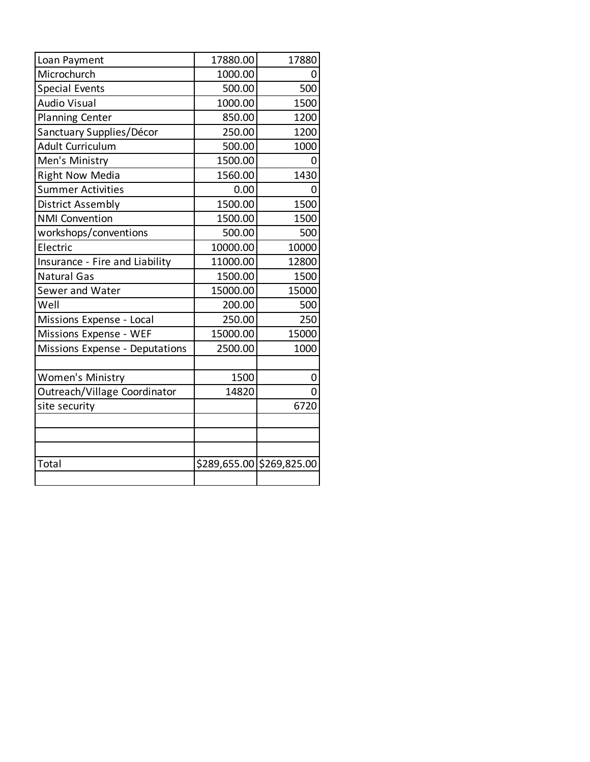| | | |
|---|---|---|
| Loan Payment | 17880.00 | 17880 |
| Microchurch | 1000.00 | 0 |
| Special Events | 500.00 | 500 |
| Audio Visual | 1000.00 | 1500 |
| Planning Center | 850.00 | 1200 |
| Sanctuary Supplies/Décor | 250.00 | 1200 |
| Adult Curriculum | 500.00 | 1000 |
| Men's Ministry | 1500.00 | 0 |
| Right Now Media | 1560.00 | 1430 |
| Summer Activities | 0.00 | 0 |
| District Assembly | 1500.00 | 1500 |
| NMI Convention | 1500.00 | 1500 |
| workshops/conventions | 500.00 | 500 |
| Electric | 10000.00 | 10000 |
| Insurance - Fire and Liability | 11000.00 | 12800 |
| Natural Gas | 1500.00 | 1500 |
| Sewer and Water | 15000.00 | 15000 |
| Well | 200.00 | 500 |
| Missions Expense - Local | 250.00 | 250 |
| Missions Expense - WEF | 15000.00 | 15000 |
| Missions Expense - Deputations | 2500.00 | 1000 |
| | | |
| Women's Ministry | 1500 | 0 |
| Outreach/Village Coordinator | 14820 | 0 |
| site security | | 6720 |
| | | |
| | | |
| | | |
| Total | $289,655.00 | $269,825.00 |
| | | |